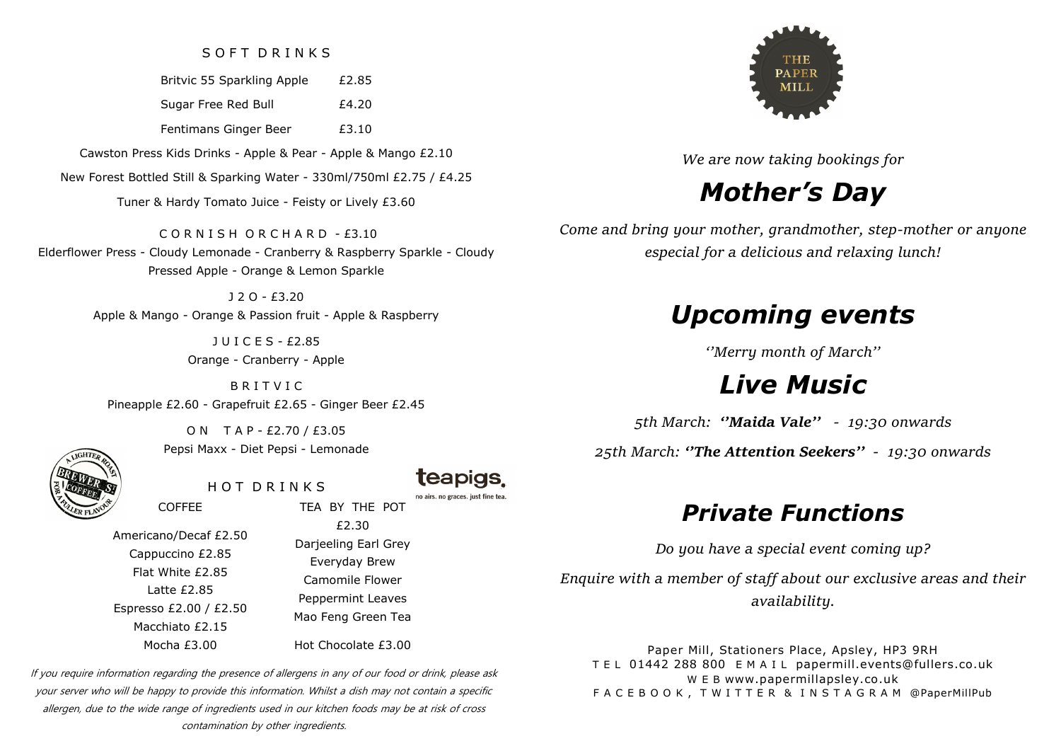## SOFT DRINKS

| | |
|---|---|
| Britvic 55 Sparkling Apple | £2.85 |
| Sugar Free Red Bull | £4.20 |
| Fentimans Ginger Beer | £3.10 |

Cawston Press Kids Drinks - Apple & Pear - Apple & Mango £2.10

New Forest Bottled Still & Sparking Water - 330ml/750ml £2.75 / £4.25

Tuner & Hardy Tomato Juice - Feisty or Lively £3.60

### CORNISH ORCHARD - £3.10

Elderflower Press - Cloudy Lemonade - Cranberry & Raspberry Sparkle - Cloudy Pressed Apple - Orange & Lemon Sparkle

### J2O - £3.20

Apple & Mango - Orange & Passion fruit - Apple & Raspberry

### JUICES - £2.85

Orange - Cranberry - Apple

### BRITVIC

Pineapple £2.60 - Grapefruit £2.65 - Ginger Beer £2.45

### ON TAP - £2.70 / £3.05

Pepsi Maxx - Diet Pepsi - Lemonade

## HOT DRINKS

teapigs. no airs. no graces. just fine tea.

**COFFEE**

Americano/Decaf £2.50
Cappuccino £2.85
Flat White £2.85
Latte £2.85
Espresso £2.00 / £2.50
Macchiato £2.15
Mocha £3.00

**TEA BY THE POT** £2.30

Darjeeling Earl Grey
Everyday Brew
Camomile Flower
Peppermint Leaves
Mao Feng Green Tea

Hot Chocolate £3.00

*If you require information regarding the presence of allergens in any of our food or drink, please ask your server who will be happy to provide this information. Whilst a dish may not contain a specific allergen, due to the wide range of ingredients used in our kitchen foods may be at risk of cross contamination by other ingredients.*

THE PAPER MILL

*We are now taking bookings for*

# *Mother's Day*

*Come and bring your mother, grandmother, step-mother or anyone especial for a delicious and relaxing lunch!*

# *Upcoming events*

*''Merry month of March''*

## *Live Music*

*5th March: **''Maida Vale''** - 19:30 onwards*

*25th March: **''The Attention Seekers''** - 19:30 onwards*

# *Private Functions*

*Do you have a special event coming up?*

*Enquire with a member of staff about our exclusive areas and their availability.*

Paper Mill, Stationers Place, Apsley, HP3 9RH
TEL 01442 288 800 EMAIL papermill.events@fullers.co.uk
WEB www.papermillapsley.co.uk
FACEBOOK, TWITTER & INSTAGRAM @PaperMillPub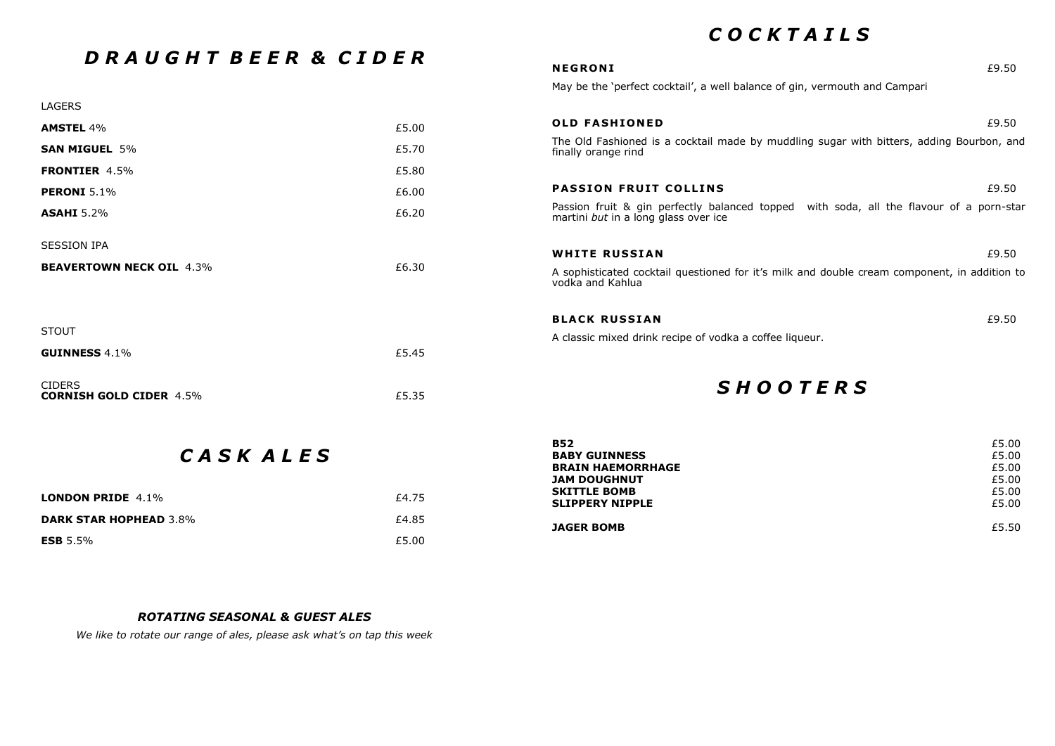# *D R A U G H T  B E E R  &  C I D E R*

LAGERS

| | |
|---|---|
| **AMSTEL** 4% | £5.00 |
| **SAN MIGUEL** 5% | £5.70 |
| **FRONTIER** 4.5% | £5.80 |
| **PERONI** 5.1% | £6.00 |
| **ASAHI** 5.2% | £6.20 |

SESSION IPA

| | |
|---|---|
| **BEAVERTOWN NECK OIL** 4.3% | £6.30 |

STOUT

| | |
|---|---|
| **GUINNESS** 4.1% | £5.45 |

CIDERS

| | |
|---|---|
| **CORNISH GOLD CIDER** 4.5% | £5.35 |

# *C A S K  A L E S*

| | |
|---|---|
| **LONDON PRIDE** 4.1% | £4.75 |
| **DARK STAR HOPHEAD** 3.8% | £4.85 |
| **ESB** 5.5% | £5.00 |

***ROTATING SEASONAL & GUEST ALES***

*We like to rotate our range of ales, please ask what's on tap this week*

# *C O C K T A I L S*

**NEGRONI** £9.50

May be the 'perfect cocktail', a well balance of gin, vermouth and Campari

**OLD FASHIONED** £9.50

The Old Fashioned is a cocktail made by muddling sugar with bitters, adding Bourbon, and finally orange rind

**PASSION FRUIT COLLINS** £9.50

Passion fruit & gin perfectly balanced topped with soda, all the flavour of a porn-star martini *but* in a long glass over ice

**WHITE RUSSIAN** £9.50

A sophisticated cocktail questioned for it's milk and double cream component, in addition to vodka and Kahlua

**BLACK RUSSIAN** £9.50

A classic mixed drink recipe of vodka a coffee liqueur.

# *S H O O T E R S*

| | |
|---|---|
| **B52** | £5.00 |
| **BABY GUINNESS** | £5.00 |
| **BRAIN HAEMORRHAGE** | £5.00 |
| **JAM DOUGHNUT** | £5.00 |
| **SKITTLE BOMB** | £5.00 |
| **SLIPPERY NIPPLE** | £5.00 |
| **JAGER BOMB** | £5.50 |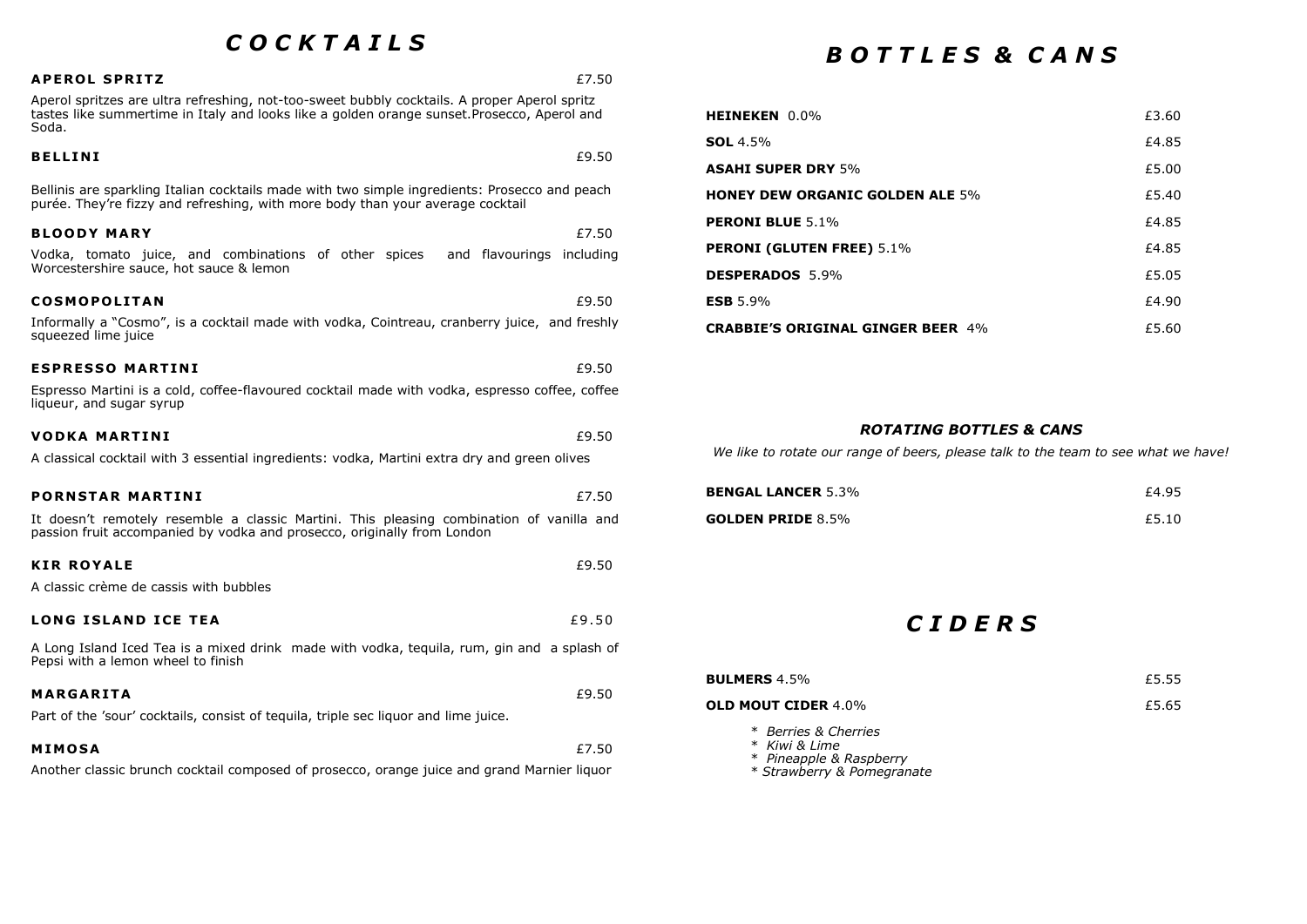# *C O C K T A I L S*

**APEROL SPRITZ** £7.50

Aperol spritzes are ultra refreshing, not-too-sweet bubbly cocktails. A proper Aperol spritz tastes like summertime in Italy and looks like a golden orange sunset.Prosecco, Aperol and Soda.

**BELLINI** £9.50

Bellinis are sparkling Italian cocktails made with two simple ingredients: Prosecco and peach purée. They're fizzy and refreshing, with more body than your average cocktail

**BLOODY MARY** £7.50

Vodka, tomato juice, and combinations of other spices and flavourings including Worcestershire sauce, hot sauce & lemon

**COSMOPOLITAN** £9.50

Informally a "Cosmo", is a cocktail made with vodka, Cointreau, cranberry juice, and freshly squeezed lime juice

**ESPRESSO MARTINI** £9.50

Espresso Martini is a cold, coffee-flavoured cocktail made with vodka, espresso coffee, coffee liqueur, and sugar syrup

**VODKA MARTINI** £9.50

A classical cocktail with 3 essential ingredients: vodka, Martini extra dry and green olives

**PORNSTAR MARTINI** £7.50

It doesn't remotely resemble a classic Martini. This pleasing combination of vanilla and passion fruit accompanied by vodka and prosecco, originally from London

**KIR ROYALE** £9.50

A classic crème de cassis with bubbles

**LONG ISLAND ICE TEA** £9.50

A Long Island Iced Tea is a mixed drink made with vodka, tequila, rum, gin and a splash of Pepsi with a lemon wheel to finish

**MARGARITA** £9.50

Part of the 'sour' cocktails, consist of tequila, triple sec liquor and lime juice.

**MIMOSA** £7.50

Another classic brunch cocktail composed of prosecco, orange juice and grand Marnier liquor

# *B O T T L E S & C A N S*

| | |
|---|---|
| **HEINEKEN** 0.0% | £3.60 |
| **SOL** 4.5% | £4.85 |
| **ASAHI SUPER DRY** 5% | £5.00 |
| **HONEY DEW ORGANIC GOLDEN ALE** 5% | £5.40 |
| **PERONI BLUE** 5.1% | £4.85 |
| **PERONI (GLUTEN FREE)** 5.1% | £4.85 |
| **DESPERADOS** 5.9% | £5.05 |
| **ESB** 5.9% | £4.90 |
| **CRABBIE'S ORIGINAL GINGER BEER** 4% | £5.60 |

### *ROTATING BOTTLES & CANS*

*We like to rotate our range of beers, please talk to the team to see what we have!*

| | |
|---|---|
| **BENGAL LANCER** 5.3% | £4.95 |
| **GOLDEN PRIDE** 8.5% | £5.10 |

# *C I D E R S*

| | |
|---|---|
| **BULMERS** 4.5% | £5.55 |
| **OLD MOUT CIDER** 4.0% | £5.65 |

* *Berries & Cherries*
* *Kiwi & Lime*
* *Pineapple & Raspberry*
* *Strawberry & Pomegranate*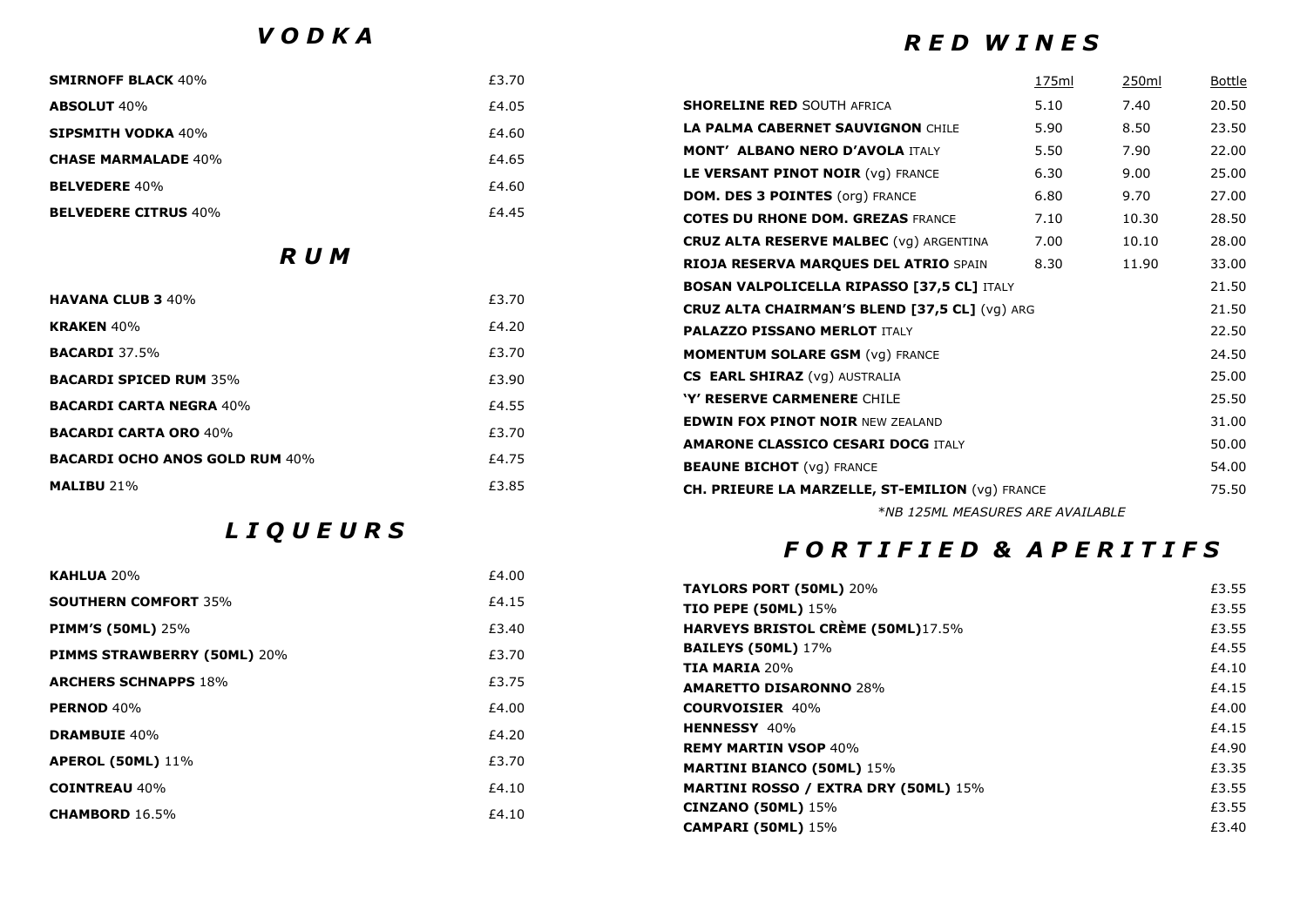## *V O D K A*

| | |
|---|---|
| **SMIRNOFF BLACK** 40% | £3.70 |
| **ABSOLUT** 40% | £4.05 |
| **SIPSMITH VODKA** 40% | £4.60 |
| **CHASE MARMALADE** 40% | £4.65 |
| **BELVEDERE** 40% | £4.60 |
| **BELVEDERE CITRUS** 40% | £4.45 |

## *R U M*

| | |
|---|---|
| **HAVANA CLUB 3** 40% | £3.70 |
| **KRAKEN** 40% | £4.20 |
| **BACARDI** 37.5% | £3.70 |
| **BACARDI SPICED RUM** 35% | £3.90 |
| **BACARDI CARTA NEGRA** 40% | £4.55 |
| **BACARDI CARTA ORO** 40% | £3.70 |
| **BACARDI OCHO ANOS GOLD RUM** 40% | £4.75 |
| **MALIBU** 21% | £3.85 |

## *L I Q U E U R S*

| | |
|---|---|
| **KAHLUA** 20% | £4.00 |
| **SOUTHERN COMFORT** 35% | £4.15 |
| **PIMM'S (50ML)** 25% | £3.40 |
| **PIMMS STRAWBERRY (50ML)** 20% | £3.70 |
| **ARCHERS SCHNAPPS** 18% | £3.75 |
| **PERNOD** 40% | £4.00 |
| **DRAMBUIE** 40% | £4.20 |
| **APEROL (50ML)** 11% | £3.70 |
| **COINTREAU** 40% | £4.10 |
| **CHAMBORD** 16.5% | £4.10 |

## *R E D W I N E S*

| | 175ml | 250ml | Bottle |
|---|---|---|---|
| **SHORELINE RED** SOUTH AFRICA | 5.10 | 7.40 | 20.50 |
| **LA PALMA CABERNET SAUVIGNON** CHILE | 5.90 | 8.50 | 23.50 |
| **MONT' ALBANO NERO D'AVOLA** ITALY | 5.50 | 7.90 | 22.00 |
| **LE VERSANT PINOT NOIR** (vg) FRANCE | 6.30 | 9.00 | 25.00 |
| **DOM. DES 3 POINTES** (org) FRANCE | 6.80 | 9.70 | 27.00 |
| **COTES DU RHONE DOM. GREZAS** FRANCE | 7.10 | 10.30 | 28.50 |
| **CRUZ ALTA RESERVE MALBEC** (vg) ARGENTINA | 7.00 | 10.10 | 28.00 |
| **RIOJA RESERVA MARQUES DEL ATRIO** SPAIN | 8.30 | 11.90 | 33.00 |
| **BOSAN VALPOLICELLA RIPASSO [37,5 CL]** ITALY | | | 21.50 |
| **CRUZ ALTA CHAIRMAN'S BLEND [37,5 CL]** (vg) ARG | | | 21.50 |
| **PALAZZO PISSANO MERLOT** ITALY | | | 22.50 |
| **MOMENTUM SOLARE GSM** (vg) FRANCE | | | 24.50 |
| **CS EARL SHIRAZ** (vg) AUSTRALIA | | | 25.00 |
| **'Y' RESERVE CARMENERE** CHILE | | | 25.50 |
| **EDWIN FOX PINOT NOIR** NEW ZEALAND | | | 31.00 |
| **AMARONE CLASSICO CESARI DOCG** ITALY | | | 50.00 |
| **BEAUNE BICHOT** (vg) FRANCE | | | 54.00 |
| **CH. PRIEURE LA MARZELLE, ST-EMILION** (vg) FRANCE | | | 75.50 |

*\*NB 125ML MEASURES ARE AVAILABLE*

## *F O R T I F I E D & A P E R I T I F S*

| | |
|---|---|
| **TAYLORS PORT (50ML)** 20% | £3.55 |
| **TIO PEPE (50ML)** 15% | £3.55 |
| **HARVEYS BRISTOL CRÈME (50ML)**17.5% | £3.55 |
| **BAILEYS (50ML)** 17% | £4.55 |
| **TIA MARIA** 20% | £4.10 |
| **AMARETTO DISARONNO** 28% | £4.15 |
| **COURVOISIER** 40% | £4.00 |
| **HENNESSY** 40% | £4.15 |
| **REMY MARTIN VSOP** 40% | £4.90 |
| **MARTINI BIANCO (50ML)** 15% | £3.35 |
| **MARTINI ROSSO / EXTRA DRY (50ML)** 15% | £3.55 |
| **CINZANO (50ML)** 15% | £3.55 |
| **CAMPARI (50ML)** 15% | £3.40 |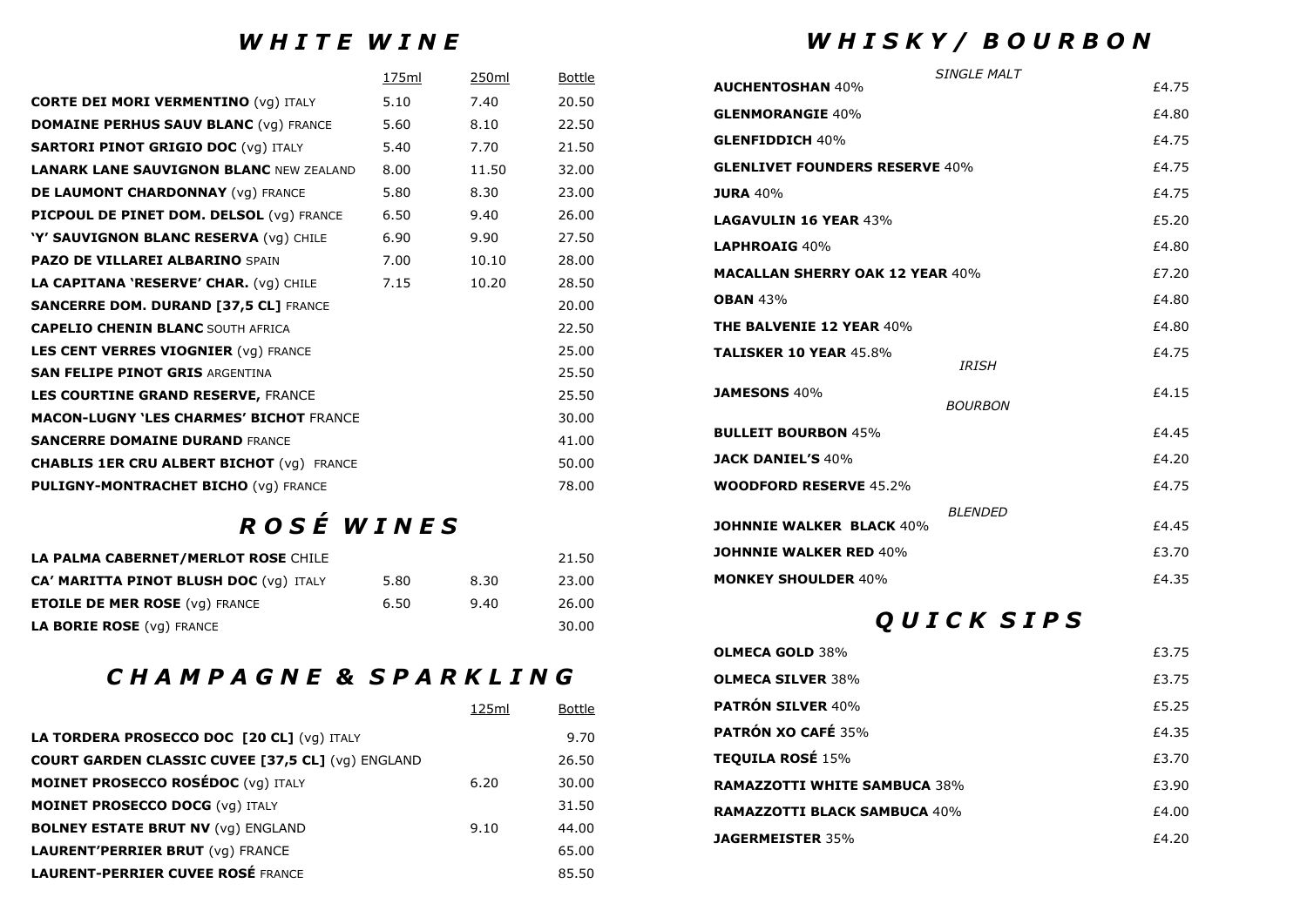## *WHITE WINE*

| | 175ml | 250ml | Bottle |
|---|---|---|---|
| **CORTE DEI MORI VERMENTINO** (vg) ITALY | 5.10 | 7.40 | 20.50 |
| **DOMAINE PERHUS SAUV BLANC** (vg) FRANCE | 5.60 | 8.10 | 22.50 |
| **SARTORI PINOT GRIGIO DOC** (vg) ITALY | 5.40 | 7.70 | 21.50 |
| **LANARK LANE SAUVIGNON BLANC** NEW ZEALAND | 8.00 | 11.50 | 32.00 |
| **DE LAUMONT CHARDONNAY** (vg) FRANCE | 5.80 | 8.30 | 23.00 |
| **PICPOUL DE PINET DOM. DELSOL** (vg) FRANCE | 6.50 | 9.40 | 26.00 |
| **'Y' SAUVIGNON BLANC RESERVA** (vg) CHILE | 6.90 | 9.90 | 27.50 |
| **PAZO DE VILLAREI ALBARINO** SPAIN | 7.00 | 10.10 | 28.00 |
| **LA CAPITANA 'RESERVE' CHAR.** (vg) CHILE | 7.15 | 10.20 | 28.50 |
| **SANCERRE DOM. DURAND [37,5 CL]** FRANCE | | | 20.00 |
| **CAPELIO CHENIN BLANC** SOUTH AFRICA | | | 22.50 |
| **LES CENT VERRES VIOGNIER** (vg) FRANCE | | | 25.00 |
| **SAN FELIPE PINOT GRIS** ARGENTINA | | | 25.50 |
| **LES COURTINE GRAND RESERVE,** FRANCE | | | 25.50 |
| **MACON-LUGNY 'LES CHARMES' BICHOT** FRANCE | | | 30.00 |
| **SANCERRE DOMAINE DURAND** FRANCE | | | 41.00 |
| **CHABLIS 1ER CRU ALBERT BICHOT** (vg) FRANCE | | | 50.00 |
| **PULIGNY-MONTRACHET BICHO** (vg) FRANCE | | | 78.00 |

## *ROSÉ WINES*

| | 175ml | 250ml | Bottle |
|---|---|---|---|
| **LA PALMA CABERNET/MERLOT ROSE** CHILE | | | 21.50 |
| **CA' MARITTA PINOT BLUSH DOC** (vg) ITALY | 5.80 | 8.30 | 23.00 |
| **ETOILE DE MER ROSE** (vg) FRANCE | 6.50 | 9.40 | 26.00 |
| **LA BORIE ROSE** (vg) FRANCE | | | 30.00 |

## *CHAMPAGNE & SPARKLING*

| | 125ml | Bottle |
|---|---|---|
| **LA TORDERA PROSECCO DOC [20 CL]** (vg) ITALY | | 9.70 |
| **COURT GARDEN CLASSIC CUVEE [37,5 CL]** (vg) ENGLAND | | 26.50 |
| **MOINET PROSECCO ROSÉDOC** (vg) ITALY | 6.20 | 30.00 |
| **MOINET PROSECCO DOCG** (vg) ITALY | | 31.50 |
| **BOLNEY ESTATE BRUT NV** (vg) ENGLAND | 9.10 | 44.00 |
| **LAURENT'PERRIER BRUT** (vg) FRANCE | | 65.00 |
| **LAURENT-PERRIER CUVEE ROSÉ** FRANCE | | 85.50 |

## *WHISKY / BOURBON*

*SINGLE MALT*

| | |
|---|---|
| **AUCHENTOSHAN** 40% | £4.75 |
| **GLENMORANGIE** 40% | £4.80 |
| **GLENFIDDICH** 40% | £4.75 |
| **GLENLIVET FOUNDERS RESERVE** 40% | £4.75 |
| **JURA** 40% | £4.75 |
| **LAGAVULIN 16 YEAR** 43% | £5.20 |
| **LAPHROAIG** 40% | £4.80 |
| **MACALLAN SHERRY OAK 12 YEAR** 40% | £7.20 |
| **OBAN** 43% | £4.80 |
| **THE BALVENIE 12 YEAR** 40% | £4.80 |
| **TALISKER 10 YEAR** 45.8% | £4.75 |

*IRISH*

| | |
|---|---|
| **JAMESONS** 40% | £4.15 |

*BOURBON*

| | |
|---|---|
| **BULLEIT BOURBON** 45% | £4.45 |
| **JACK DANIEL'S** 40% | £4.20 |
| **WOODFORD RESERVE** 45.2% | £4.75 |

*BLENDED*

| | |
|---|---|
| **JOHNNIE WALKER BLACK** 40% | £4.45 |
| **JOHNNIE WALKER RED** 40% | £3.70 |
| **MONKEY SHOULDER** 40% | £4.35 |

## *QUICK SIPS*

| | |
|---|---|
| **OLMECA GOLD** 38% | £3.75 |
| **OLMECA SILVER** 38% | £3.75 |
| **PATRÓN SILVER** 40% | £5.25 |
| **PATRÓN XO CAFÉ** 35% | £4.35 |
| **TEQUILA ROSÉ** 15% | £3.70 |
| **RAMAZZOTTI WHITE SAMBUCA** 38% | £3.90 |
| **RAMAZZOTTI BLACK SAMBUCA** 40% | £4.00 |
| **JAGERMEISTER** 35% | £4.20 |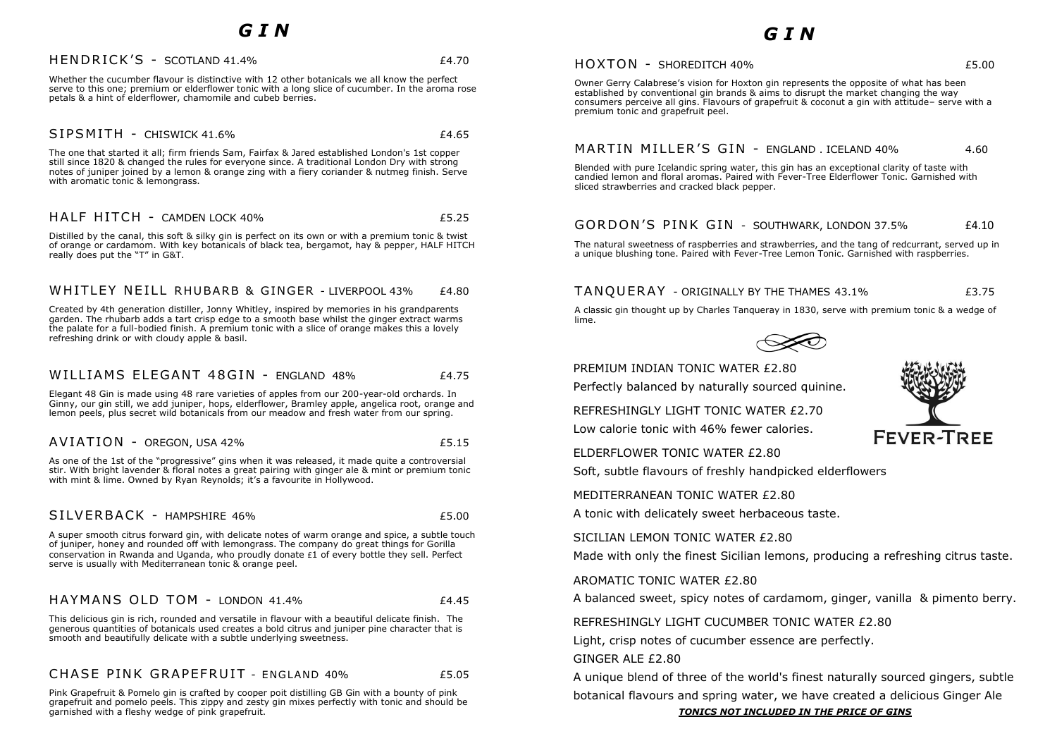# GIN

## HENDRICK'S - SCOTLAND 41.4% £4.70

Whether the cucumber flavour is distinctive with 12 other botanicals we all know the perfect serve to this one; premium or elderflower tonic with a long slice of cucumber. In the aroma rose petals & a hint of elderflower, chamomile and cubeb berries.

## SIPSMITH - CHISWICK 41.6% £4.65

The one that started it all; firm friends Sam, Fairfax & Jared established London's 1st copper still since 1820 & changed the rules for everyone since. A traditional London Dry with strong notes of juniper joined by a lemon & orange zing with a fiery coriander & nutmeg finish. Serve with aromatic tonic & lemongrass.

## HALF HITCH - CAMDEN LOCK 40% £5.25

Distilled by the canal, this soft & silky gin is perfect on its own or with a premium tonic & twist of orange or cardamom. With key botanicals of black tea, bergamot, hay & pepper, HALF HITCH really does put the "T" in G&T.

## WHITLEY NEILL RHUBARB & GINGER - LIVERPOOL 43% £4.80

Created by 4th generation distiller, Jonny Whitley, inspired by memories in his grandparents garden. The rhubarb adds a tart crisp edge to a smooth base whilst the ginger extract warms the palate for a full-bodied finish. A premium tonic with a slice of orange makes this a lovely refreshing drink or with cloudy apple & basil.

## WILLIAMS ELEGANT 48GIN - ENGLAND 48% £4.75

Elegant 48 Gin is made using 48 rare varieties of apples from our 200-year-old orchards. In Ginny, our gin still, we add juniper, hops, elderflower, Bramley apple, angelica root, orange and lemon peels, plus secret wild botanicals from our meadow and fresh water from our spring.

## AVIATION - OREGON, USA 42% £5.15

As one of the 1st of the "progressive" gins when it was released, it made quite a controversial stir. With bright lavender & floral notes a great pairing with ginger ale & mint or premium tonic with mint & lime. Owned by Ryan Reynolds; it's a favourite in Hollywood.

## SILVERBACK - HAMPSHIRE 46% £5.00

A super smooth citrus forward gin, with delicate notes of warm orange and spice, a subtle touch of juniper, honey and rounded off with lemongrass. The company do great things for Gorilla conservation in Rwanda and Uganda, who proudly donate £1 of every bottle they sell. Perfect serve is usually with Mediterranean tonic & orange peel.

## HAYMANS OLD TOM - LONDON 41.4% £4.45

This delicious gin is rich, rounded and versatile in flavour with a beautiful delicate finish. The generous quantities of botanicals used creates a bold citrus and juniper pine character that is smooth and beautifully delicate with a subtle underlying sweetness.

## CHASE PINK GRAPEFRUIT - ENGLAND 40% £5.05

Pink Grapefruit & Pomelo gin is crafted by cooper poit distilling GB Gin with a bounty of pink grapefruit and pomelo peels. This zippy and zesty gin mixes perfectly with tonic and should be garnished with a fleshy wedge of pink grapefruit.

# GIN

## HOXTON - SHOREDITCH 40% £5.00

Owner Gerry Calabrese's vision for Hoxton gin represents the opposite of what has been established by conventional gin brands & aims to disrupt the market changing the way consumers perceive all gins. Flavours of grapefruit & coconut a gin with attitude– serve with a premium tonic and grapefruit peel.

## MARTIN MILLER'S GIN - ENGLAND . ICELAND 40% 4.60

Blended with pure Icelandic spring water, this gin has an exceptional clarity of taste with candied lemon and floral aromas. Paired with Fever-Tree Elderflower Tonic. Garnished with sliced strawberries and cracked black pepper.

## GORDON'S PINK GIN - SOUTHWARK, LONDON 37.5% £4.10

The natural sweetness of raspberries and strawberries, and the tang of redcurrant, served up in a unique blushing tone. Paired with Fever-Tree Lemon Tonic. Garnished with raspberries.

## TANQUERAY - ORIGINALLY BY THE THAMES 43.1% £3.75

A classic gin thought up by Charles Tanqueray in 1830, serve with premium tonic & a wedge of lime.

FEVER-TREE

PREMIUM INDIAN TONIC WATER £2.80

Perfectly balanced by naturally sourced quinine.

REFRESHINGLY LIGHT TONIC WATER £2.70

Low calorie tonic with 46% fewer calories.

ELDERFLOWER TONIC WATER £2.80

Soft, subtle flavours of freshly handpicked elderflowers

MEDITERRANEAN TONIC WATER £2.80

A tonic with delicately sweet herbaceous taste.

SICILIAN LEMON TONIC WATER £2.80

Made with only the finest Sicilian lemons, producing a refreshing citrus taste.

AROMATIC TONIC WATER £2.80

A balanced sweet, spicy notes of cardamom, ginger, vanilla & pimento berry.

REFRESHINGLY LIGHT CUCUMBER TONIC WATER £2.80

Light, crisp notes of cucumber essence are perfectly.

GINGER ALE £2.80

A unique blend of three of the world's finest naturally sourced gingers, subtle botanical flavours and spring water, we have created a delicious Ginger Ale

***TONICS NOT INCLUDED IN THE PRICE OF GINS***